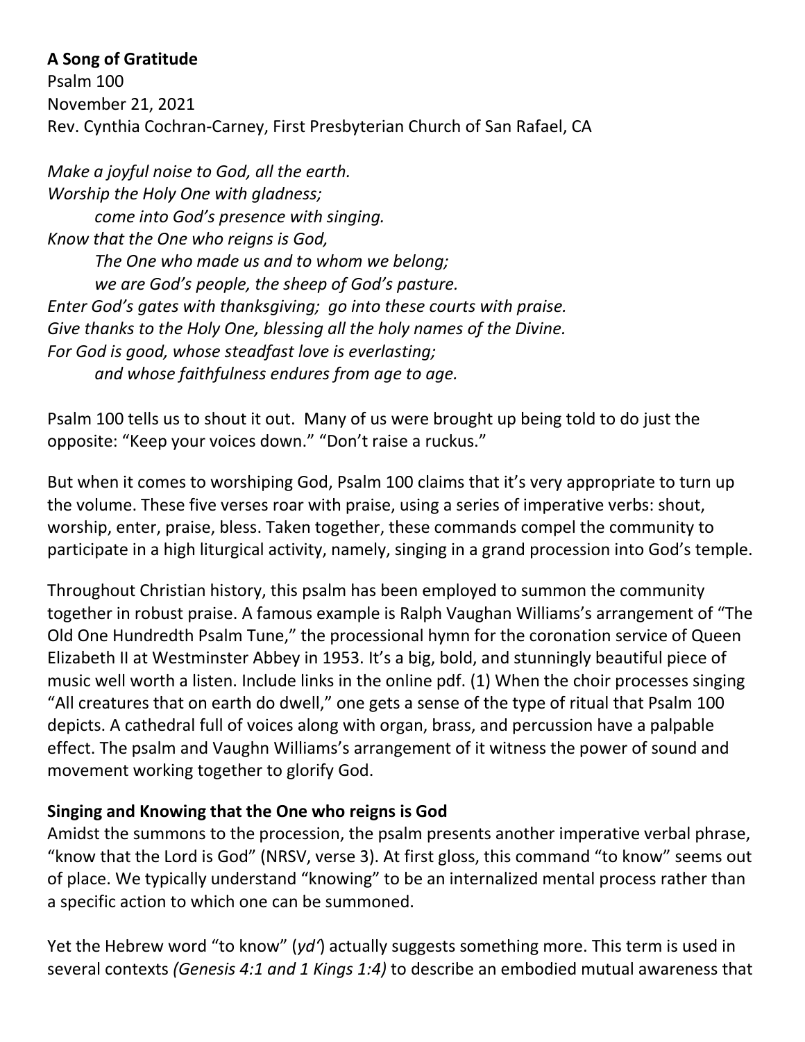**A Song of Gratitude**
Psalm 100
November 21, 2021
Rev. Cynthia Cochran-Carney, First Presbyterian Church of San Rafael, CA

*Make a joyful noise to God, all the earth.*
*Worship the Holy One with gladness;*
*come into God's presence with singing.*
*Know that the One who reigns is God,*
*The One who made us and to whom we belong;*
*we are God's people, the sheep of God's pasture.*
*Enter God's gates with thanksgiving; go into these courts with praise.*
*Give thanks to the Holy One, blessing all the holy names of the Divine.*
*For God is good, whose steadfast love is everlasting;*
*and whose faithfulness endures from age to age.*

Psalm 100 tells us to shout it out. Many of us were brought up being told to do just the opposite: "Keep your voices down." "Don't raise a ruckus."

But when it comes to worshiping God, Psalm 100 claims that it's very appropriate to turn up the volume. These five verses roar with praise, using a series of imperative verbs: shout, worship, enter, praise, bless. Taken together, these commands compel the community to participate in a high liturgical activity, namely, singing in a grand procession into God's temple.

Throughout Christian history, this psalm has been employed to summon the community together in robust praise. A famous example is Ralph Vaughan Williams's arrangement of "The Old One Hundredth Psalm Tune," the processional hymn for the coronation service of Queen Elizabeth II at Westminster Abbey in 1953. It's a big, bold, and stunningly beautiful piece of music well worth a listen. Include links in the online pdf. (1) When the choir processes singing "All creatures that on earth do dwell," one gets a sense of the type of ritual that Psalm 100 depicts. A cathedral full of voices along with organ, brass, and percussion have a palpable effect. The psalm and Vaughn Williams's arrangement of it witness the power of sound and movement working together to glorify God.

**Singing and Knowing that the One who reigns is God**

Amidst the summons to the procession, the psalm presents another imperative verbal phrase, "know that the Lord is God" (NRSV, verse 3). At first gloss, this command "to know" seems out of place. We typically understand "knowing" to be an internalized mental process rather than a specific action to which one can be summoned.

Yet the Hebrew word "to know" (*yd'*) actually suggests something more. This term is used in several contexts *(Genesis 4:1 and 1 Kings 1:4)* to describe an embodied mutual awareness that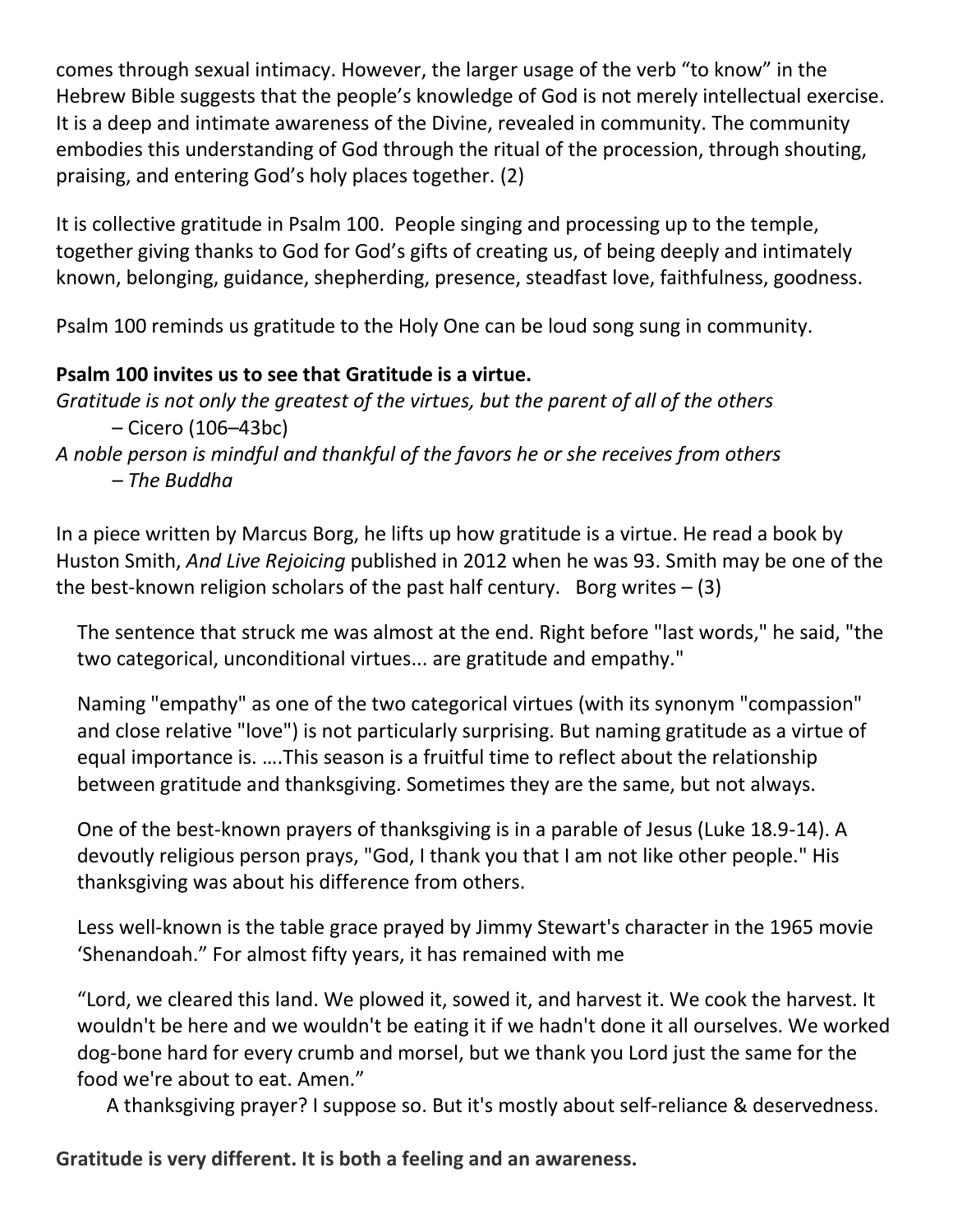comes through sexual intimacy. However, the larger usage of the verb "to know" in the Hebrew Bible suggests that the people's knowledge of God is not merely intellectual exercise. It is a deep and intimate awareness of the Divine, revealed in community. The community embodies this understanding of God through the ritual of the procession, through shouting, praising, and entering God's holy places together. (2)

It is collective gratitude in Psalm 100. People singing and processing up to the temple, together giving thanks to God for God's gifts of creating us, of being deeply and intimately known, belonging, guidance, shepherding, presence, steadfast love, faithfulness, goodness.

Psalm 100 reminds us gratitude to the Holy One can be loud song sung in community.

**Psalm 100 invites us to see that Gratitude is a virtue.**

*Gratitude is not only the greatest of the virtues, but the parent of all of the others*
– Cicero (106–43bc)

*A noble person is mindful and thankful of the favors he or she receives from others*
*– The Buddha*

In a piece written by Marcus Borg, he lifts up how gratitude is a virtue. He read a book by Huston Smith, *And Live Rejoicing* published in 2012 when he was 93. Smith may be one of the the best-known religion scholars of the past half century. Borg writes – (3)

> The sentence that struck me was almost at the end. Right before "last words," he said, "the two categorical, unconditional virtues... are gratitude and empathy."
>
> Naming "empathy" as one of the two categorical virtues (with its synonym "compassion" and close relative "love") is not particularly surprising. But naming gratitude as a virtue of equal importance is. ....This season is a fruitful time to reflect about the relationship between gratitude and thanksgiving. Sometimes they are the same, but not always.
>
> One of the best-known prayers of thanksgiving is in a parable of Jesus (Luke 18.9-14). A devoutly religious person prays, "God, I thank you that I am not like other people." His thanksgiving was about his difference from others.
>
> Less well-known is the table grace prayed by Jimmy Stewart's character in the 1965 movie 'Shenandoah." For almost fifty years, it has remained with me
>
> "Lord, we cleared this land. We plowed it, sowed it, and harvest it. We cook the harvest. It wouldn't be here and we wouldn't be eating it if we hadn't done it all ourselves. We worked dog-bone hard for every crumb and morsel, but we thank you Lord just the same for the food we're about to eat. Amen."
>
> A thanksgiving prayer? I suppose so. But it's mostly about self-reliance & deservedness.

**Gratitude is very different. It is both a feeling and an awareness.**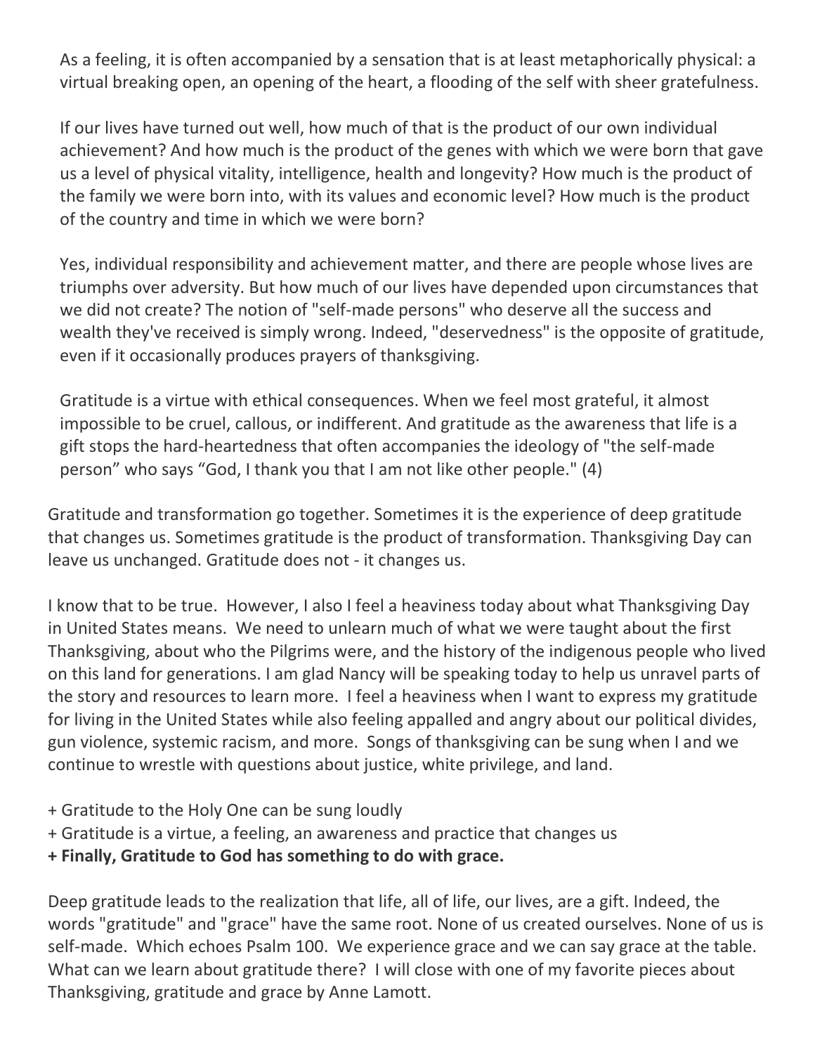As a feeling, it is often accompanied by a sensation that is at least metaphorically physical: a virtual breaking open, an opening of the heart, a flooding of the self with sheer gratefulness.

If our lives have turned out well, how much of that is the product of our own individual achievement? And how much is the product of the genes with which we were born that gave us a level of physical vitality, intelligence, health and longevity? How much is the product of the family we were born into, with its values and economic level? How much is the product of the country and time in which we were born?

Yes, individual responsibility and achievement matter, and there are people whose lives are triumphs over adversity. But how much of our lives have depended upon circumstances that we did not create? The notion of "self-made persons" who deserve all the success and wealth they've received is simply wrong. Indeed, "deservedness" is the opposite of gratitude, even if it occasionally produces prayers of thanksgiving.

Gratitude is a virtue with ethical consequences. When we feel most grateful, it almost impossible to be cruel, callous, or indifferent. And gratitude as the awareness that life is a gift stops the hard-heartedness that often accompanies the ideology of "the self-made person" who says "God, I thank you that I am not like other people." (4)

Gratitude and transformation go together. Sometimes it is the experience of deep gratitude that changes us. Sometimes gratitude is the product of transformation. Thanksgiving Day can leave us unchanged. Gratitude does not - it changes us.

I know that to be true. However, I also I feel a heaviness today about what Thanksgiving Day in United States means. We need to unlearn much of what we were taught about the first Thanksgiving, about who the Pilgrims were, and the history of the indigenous people who lived on this land for generations. I am glad Nancy will be speaking today to help us unravel parts of the story and resources to learn more. I feel a heaviness when I want to express my gratitude for living in the United States while also feeling appalled and angry about our political divides, gun violence, systemic racism, and more. Songs of thanksgiving can be sung when I and we continue to wrestle with questions about justice, white privilege, and land.

+ Gratitude to the Holy One can be sung loudly
+ Gratitude is a virtue, a feeling, an awareness and practice that changes us
**+ Finally, Gratitude to God has something to do with grace.**

Deep gratitude leads to the realization that life, all of life, our lives, are a gift. Indeed, the words "gratitude" and "grace" have the same root. None of us created ourselves. None of us is self-made. Which echoes Psalm 100. We experience grace and we can say grace at the table. What can we learn about gratitude there? I will close with one of my favorite pieces about Thanksgiving, gratitude and grace by Anne Lamott.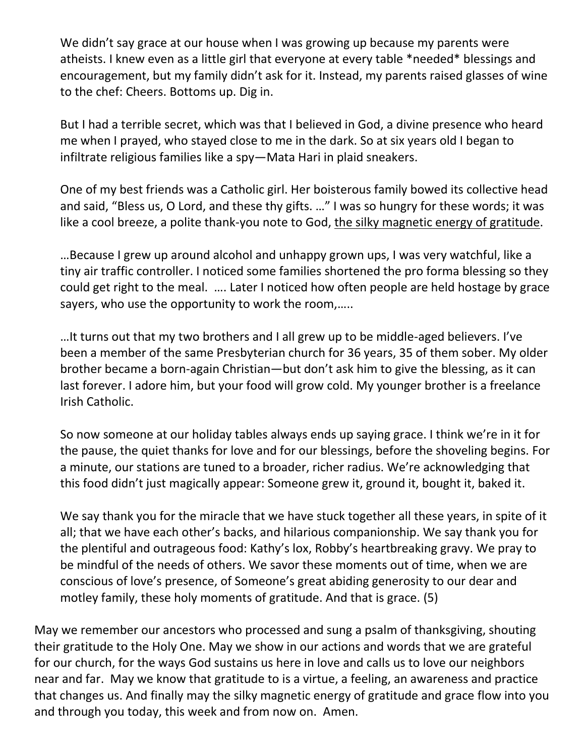We didn't say grace at our house when I was growing up because my parents were atheists. I knew even as a little girl that everyone at every table *needed* blessings and encouragement, but my family didn't ask for it. Instead, my parents raised glasses of wine to the chef: Cheers. Bottoms up. Dig in.

But I had a terrible secret, which was that I believed in God, a divine presence who heard me when I prayed, who stayed close to me in the dark. So at six years old I began to infiltrate religious families like a spy—Mata Hari in plaid sneakers.

One of my best friends was a Catholic girl. Her boisterous family bowed its collective head and said, "Bless us, O Lord, and these thy gifts. …" I was so hungry for these words; it was like a cool breeze, a polite thank-you note to God, <u>the silky magnetic energy of gratitude</u>.

…Because I grew up around alcohol and unhappy grown ups, I was very watchful, like a tiny air traffic controller. I noticed some families shortened the pro forma blessing so they could get right to the meal. …. Later I noticed how often people are held hostage by grace sayers, who use the opportunity to work the room,…..

…It turns out that my two brothers and I all grew up to be middle-aged believers. I've been a member of the same Presbyterian church for 36 years, 35 of them sober. My older brother became a born-again Christian—but don't ask him to give the blessing, as it can last forever. I adore him, but your food will grow cold. My younger brother is a freelance Irish Catholic.

So now someone at our holiday tables always ends up saying grace. I think we're in it for the pause, the quiet thanks for love and for our blessings, before the shoveling begins. For a minute, our stations are tuned to a broader, richer radius. We're acknowledging that this food didn't just magically appear: Someone grew it, ground it, bought it, baked it.

We say thank you for the miracle that we have stuck together all these years, in spite of it all; that we have each other's backs, and hilarious companionship. We say thank you for the plentiful and outrageous food: Kathy's lox, Robby's heartbreaking gravy. We pray to be mindful of the needs of others. We savor these moments out of time, when we are conscious of love's presence, of Someone's great abiding generosity to our dear and motley family, these holy moments of gratitude. And that is grace. (5)

May we remember our ancestors who processed and sung a psalm of thanksgiving, shouting their gratitude to the Holy One. May we show in our actions and words that we are grateful for our church, for the ways God sustains us here in love and calls us to love our neighbors near and far. May we know that gratitude to is a virtue, a feeling, an awareness and practice that changes us. And finally may the silky magnetic energy of gratitude and grace flow into you and through you today, this week and from now on. Amen.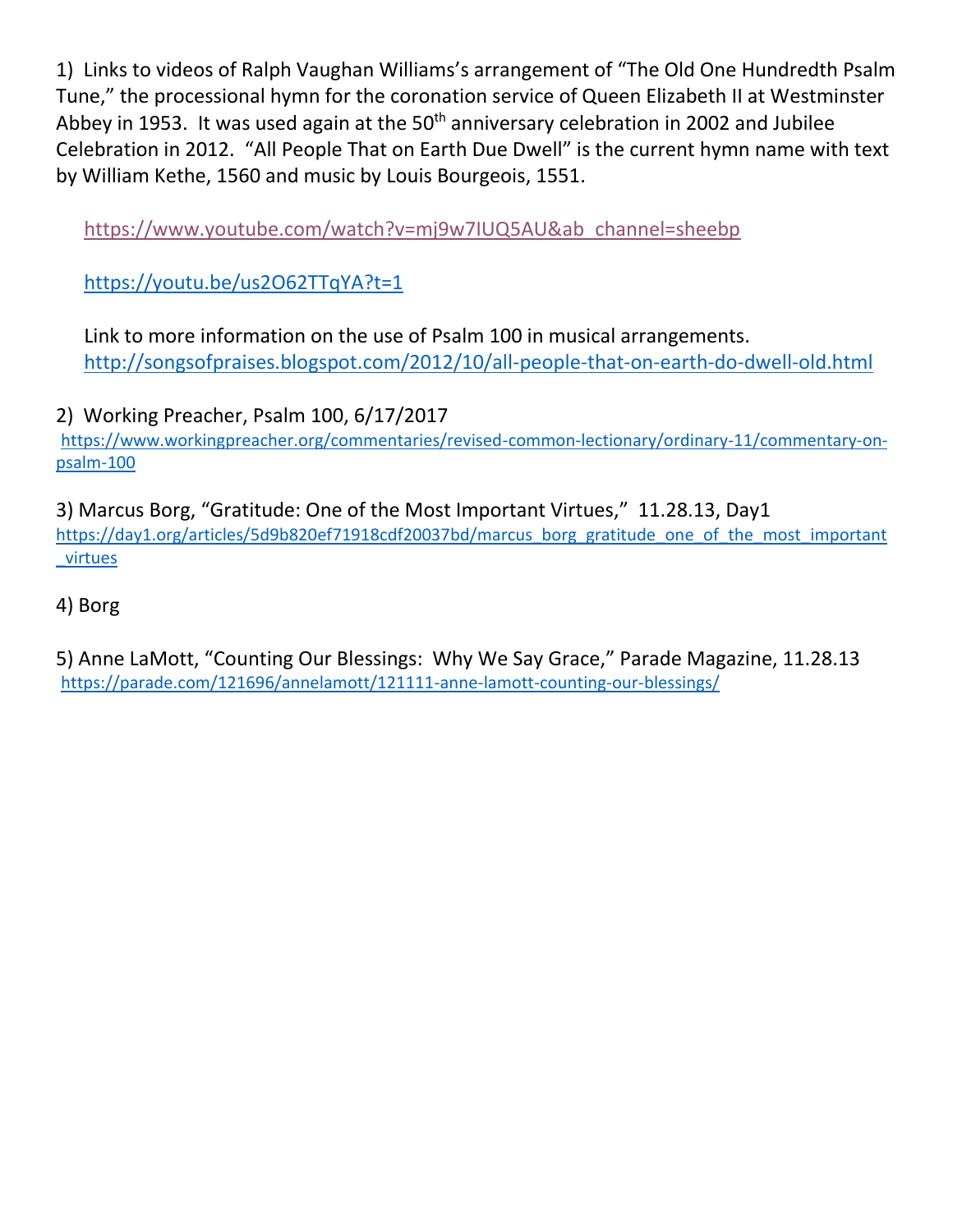1) Links to videos of Ralph Vaughan Williams's arrangement of "The Old One Hundredth Psalm Tune," the processional hymn for the coronation service of Queen Elizabeth II at Westminster Abbey in 1953. It was used again at the 50th anniversary celebration in 2002 and Jubilee Celebration in 2012. "All People That on Earth Due Dwell" is the current hymn name with text by William Kethe, 1560 and music by Louis Bourgeois, 1551.

   https://www.youtube.com/watch?v=mj9w7IUQ5AU&ab_channel=sheebp

   https://youtu.be/us2O62TTqYA?t=1

   Link to more information on the use of Psalm 100 in musical arrangements.
   http://songsofpraises.blogspot.com/2012/10/all-people-that-on-earth-do-dwell-old.html

2) Working Preacher, Psalm 100, 6/17/2017
https://www.workingpreacher.org/commentaries/revised-common-lectionary/ordinary-11/commentary-on-psalm-100

3) Marcus Borg, "Gratitude: One of the Most Important Virtues," 11.28.13, Day1
https://day1.org/articles/5d9b820ef71918cdf20037bd/marcus_borg_gratitude_one_of_the_most_important_virtues

4) Borg

5) Anne LaMott, "Counting Our Blessings: Why We Say Grace," Parade Magazine, 11.28.13
https://parade.com/121696/annelamott/121111-anne-lamott-counting-our-blessings/